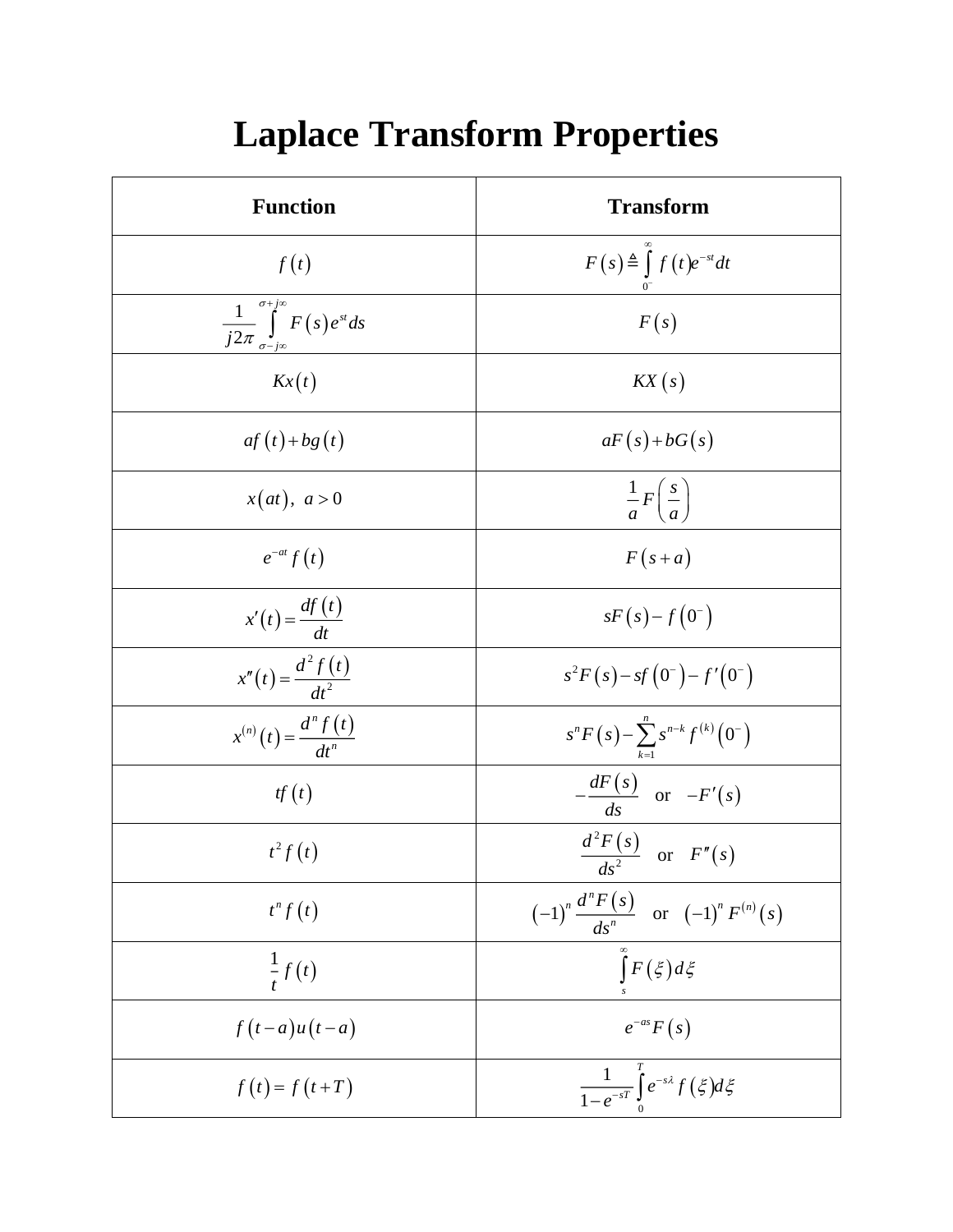# Laplace Transform Properties

| Function | Transform |
|---|---|
| $f(t)$ | $F(s) \triangleq \int_{0^-}^{\infty} f(t) e^{-st} dt$ |
| $\frac{1}{j2\pi} \int_{\sigma - j\infty}^{\sigma + j\infty} F(s) e^{st} ds$ | $F(s)$ |
| $Kx(t)$ | $KX(s)$ |
| $af(t) + bg(t)$ | $aF(s) + bG(s)$ |
| $x(at),\ a > 0$ | $\frac{1}{a} F\left(\frac{s}{a}\right)$ |
| $e^{-at} f(t)$ | $F(s+a)$ |
| $x'(t) = \frac{df(t)}{dt}$ | $sF(s) - f(0^-)$ |
| $x''(t) = \frac{d^2 f(t)}{dt^2}$ | $s^2 F(s) - sf(0^-) - f'(0^-)$ |
| $x^{(n)}(t) = \frac{d^n f(t)}{dt^n}$ | $s^n F(s) - \sum_{k=1}^{n} s^{n-k} f^{(k)}(0^-)$ |
| $tf(t)$ | $-\frac{dF(s)}{ds}$ or $-F'(s)$ |
| $t^2 f(t)$ | $\frac{d^2 F(s)}{ds^2}$ or $F''(s)$ |
| $t^n f(t)$ | $(-1)^n \frac{d^n F(s)}{ds^n}$ or $(-1)^n F^{(n)}(s)$ |
| $\frac{1}{t} f(t)$ | $\int_{s}^{\infty} F(\xi) d\xi$ |
| $f(t-a)u(t-a)$ | $e^{-as} F(s)$ |
| $f(t) = f(t+T)$ | $\frac{1}{1-e^{-sT}} \int_{0}^{T} e^{-s\lambda} f(\xi) d\xi$ |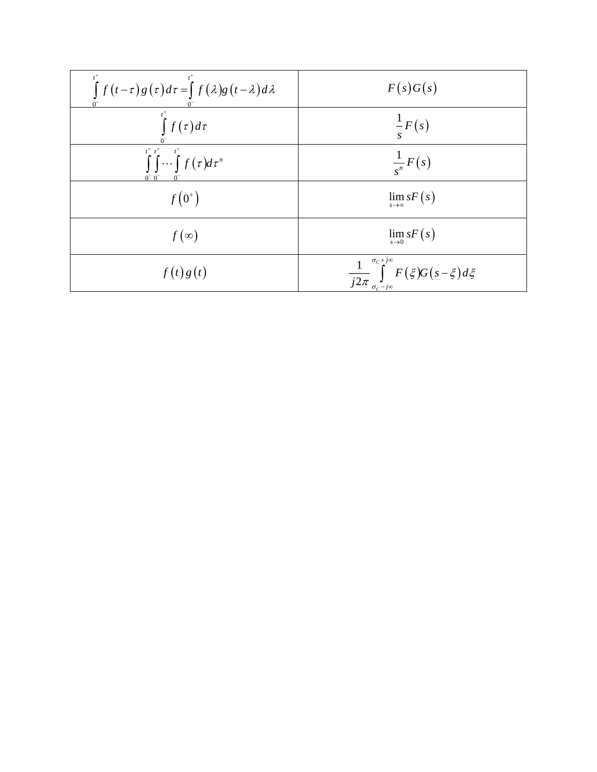| | |
|---|---|
| $\int_{0^-}^{t^+} f(t-\tau)\, g(\tau)\, d\tau = \int_{0^-}^{t^+} f(\lambda) g(t-\lambda)\, d\lambda$ | $F(s)G(s)$ |
| $\int_{0^-}^{t^+} f(\tau)\, d\tau$ | $\frac{1}{s}F(s)$ |
| $\int_{0^-}^{t^+}\int_{0^-}^{t^+}\cdots\int_{0^-}^{t^+} f(\tau) d\tau^n$ | $\frac{1}{s^n}F(s)$ |
| $f(0^+)$ | $\lim_{s\to\infty} sF(s)$ |
| $f(\infty)$ | $\lim_{s\to 0} sF(s)$ |
| $f(t)\,g(t)$ | $\frac{1}{j2\pi}\int_{\sigma_C - j\infty}^{\sigma_C + j\infty} F(\xi) G(s-\xi)\, d\xi$ |